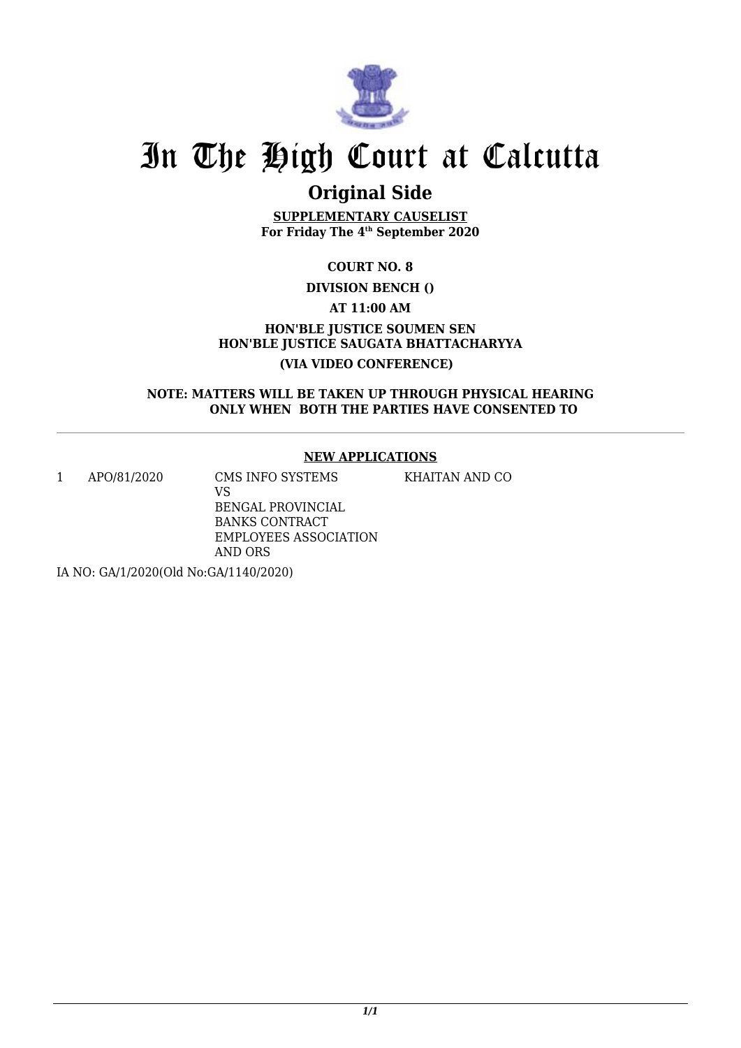# In The High Court at Calcutta

## Original Side

**SUPPLEMENTARY CAUSELIST**
**For Friday The 4th September 2020**

**COURT NO. 8**

**DIVISION BENCH ()**

**AT 11:00 AM**

**HON'BLE JUSTICE SOUMEN SEN**
**HON'BLE JUSTICE SAUGATA BHATTACHARYYA**

**(VIA VIDEO CONFERENCE)**

**NOTE: MATTERS WILL BE TAKEN UP THROUGH PHYSICAL HEARING ONLY WHEN BOTH THE PARTIES HAVE CONSENTED TO**

---

**NEW APPLICATIONS**

| | | | |
|---|---|---|---|
| 1 | APO/81/2020 | CMS INFO SYSTEMS<br>VS<br>BENGAL PROVINCIAL BANKS CONTRACT EMPLOYEES ASSOCIATION AND ORS | KHAITAN AND CO |

IA NO: GA/1/2020(Old No:GA/1140/2020)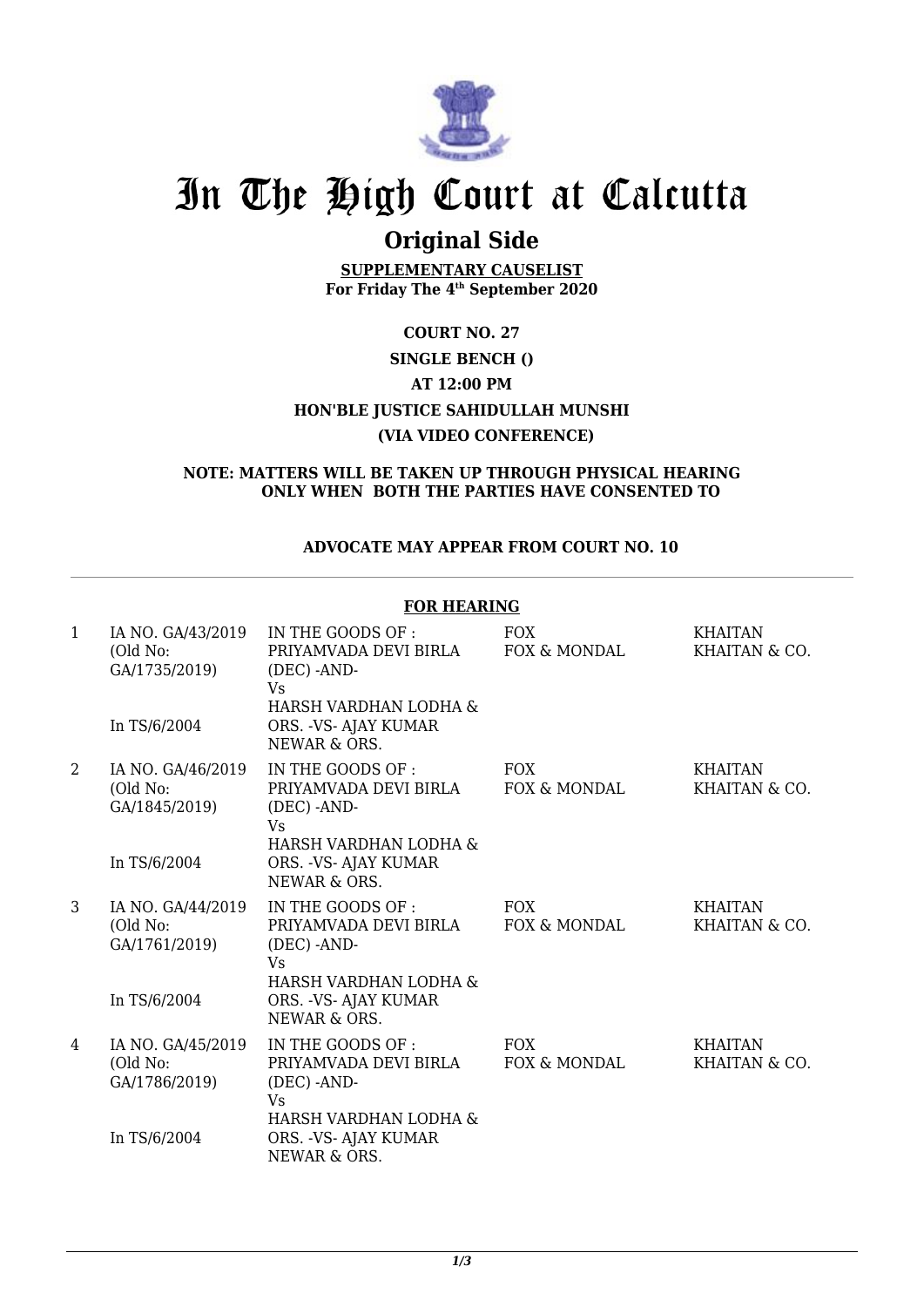# In The High Court at Calcutta

## Original Side

**SUPPLEMENTARY CAUSELIST**
**For Friday The 4th September 2020**

**COURT NO. 27**

**SINGLE BENCH ()**

**AT 12:00 PM**

**HON'BLE JUSTICE SAHIDULLAH MUNSHI**

**(VIA VIDEO CONFERENCE)**

**NOTE: MATTERS WILL BE TAKEN UP THROUGH PHYSICAL HEARING ONLY WHEN BOTH THE PARTIES HAVE CONSENTED TO**

**ADVOCATE MAY APPEAR FROM COURT NO. 10**

**FOR HEARING**

| | | | | |
|---|---|---|---|---|
| 1 | IA NO. GA/43/2019 (Old No: GA/1735/2019) In TS/6/2004 | IN THE GOODS OF : PRIYAMVADA DEVI BIRLA (DEC) -AND- Vs HARSH VARDHAN LODHA & ORS. -VS- AJAY KUMAR NEWAR & ORS. | FOX FOX & MONDAL | KHAITAN KHAITAN & CO. |
| 2 | IA NO. GA/46/2019 (Old No: GA/1845/2019) In TS/6/2004 | IN THE GOODS OF : PRIYAMVADA DEVI BIRLA (DEC) -AND- Vs HARSH VARDHAN LODHA & ORS. -VS- AJAY KUMAR NEWAR & ORS. | FOX FOX & MONDAL | KHAITAN KHAITAN & CO. |
| 3 | IA NO. GA/44/2019 (Old No: GA/1761/2019) In TS/6/2004 | IN THE GOODS OF : PRIYAMVADA DEVI BIRLA (DEC) -AND- Vs HARSH VARDHAN LODHA & ORS. -VS- AJAY KUMAR NEWAR & ORS. | FOX FOX & MONDAL | KHAITAN KHAITAN & CO. |
| 4 | IA NO. GA/45/2019 (Old No: GA/1786/2019) In TS/6/2004 | IN THE GOODS OF : PRIYAMVADA DEVI BIRLA (DEC) -AND- Vs HARSH VARDHAN LODHA & ORS. -VS- AJAY KUMAR NEWAR & ORS. | FOX FOX & MONDAL | KHAITAN KHAITAN & CO. |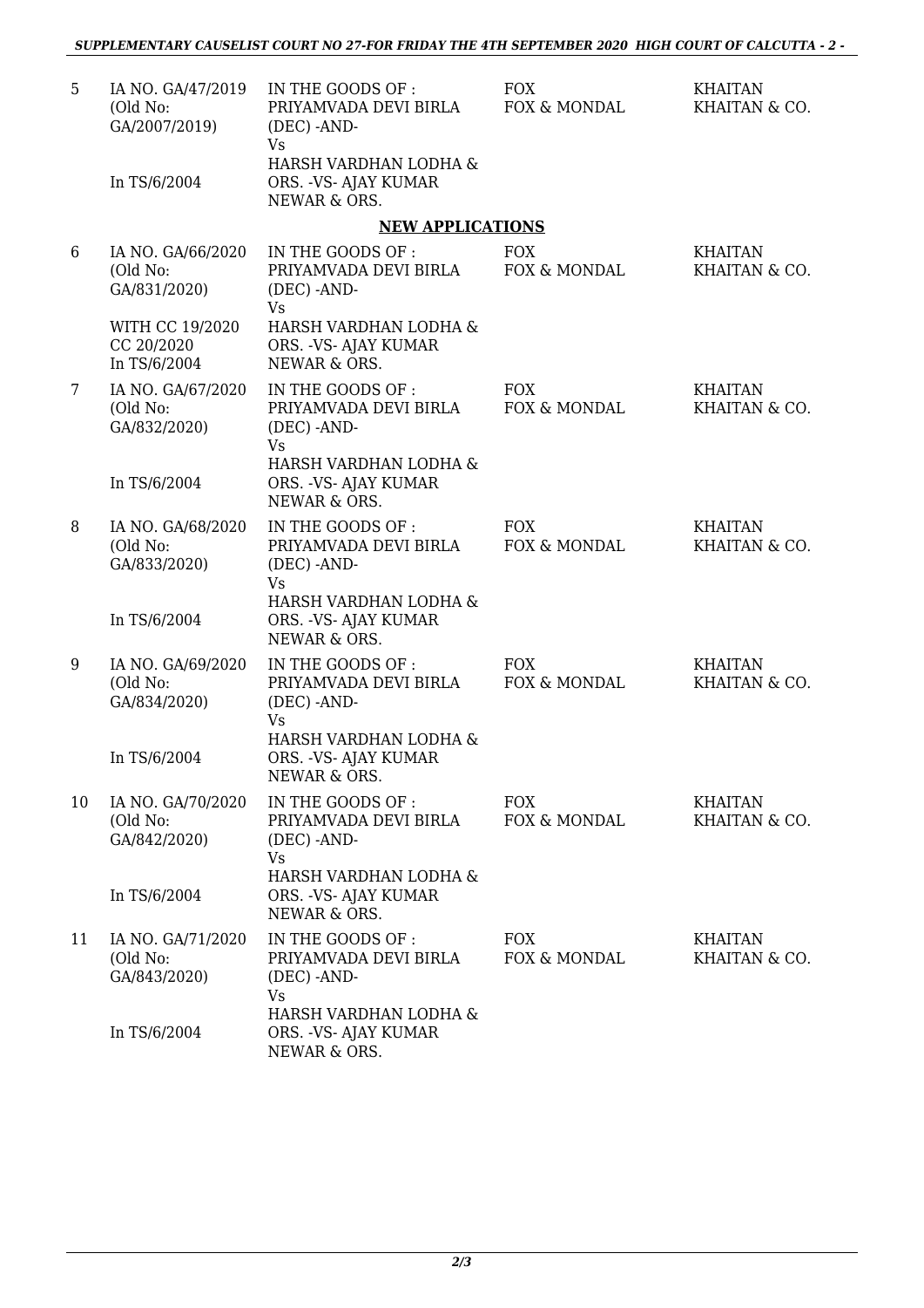| | | | | |
|---|---|---|---|---|
| 5 | IA NO. GA/47/2019 (Old No: GA/2007/2019) In TS/6/2004 | IN THE GOODS OF : PRIYAMVADA DEVI BIRLA (DEC) -AND- Vs HARSH VARDHAN LODHA & ORS. -VS- AJAY KUMAR NEWAR & ORS. | FOX FOX & MONDAL | KHAITAN KHAITAN & CO. |

**NEW APPLICATIONS**

| | | | | |
|---|---|---|---|---|
| 6 | IA NO. GA/66/2020 (Old No: GA/831/2020) WITH CC 19/2020 CC 20/2020 In TS/6/2004 | IN THE GOODS OF : PRIYAMVADA DEVI BIRLA (DEC) -AND- Vs HARSH VARDHAN LODHA & ORS. -VS- AJAY KUMAR NEWAR & ORS. | FOX FOX & MONDAL | KHAITAN KHAITAN & CO. |
| 7 | IA NO. GA/67/2020 (Old No: GA/832/2020) In TS/6/2004 | IN THE GOODS OF : PRIYAMVADA DEVI BIRLA (DEC) -AND- Vs HARSH VARDHAN LODHA & ORS. -VS- AJAY KUMAR NEWAR & ORS. | FOX FOX & MONDAL | KHAITAN KHAITAN & CO. |
| 8 | IA NO. GA/68/2020 (Old No: GA/833/2020) In TS/6/2004 | IN THE GOODS OF : PRIYAMVADA DEVI BIRLA (DEC) -AND- Vs HARSH VARDHAN LODHA & ORS. -VS- AJAY KUMAR NEWAR & ORS. | FOX FOX & MONDAL | KHAITAN KHAITAN & CO. |
| 9 | IA NO. GA/69/2020 (Old No: GA/834/2020) In TS/6/2004 | IN THE GOODS OF : PRIYAMVADA DEVI BIRLA (DEC) -AND- Vs HARSH VARDHAN LODHA & ORS. -VS- AJAY KUMAR NEWAR & ORS. | FOX FOX & MONDAL | KHAITAN KHAITAN & CO. |
| 10 | IA NO. GA/70/2020 (Old No: GA/842/2020) In TS/6/2004 | IN THE GOODS OF : PRIYAMVADA DEVI BIRLA (DEC) -AND- Vs HARSH VARDHAN LODHA & ORS. -VS- AJAY KUMAR NEWAR & ORS. | FOX FOX & MONDAL | KHAITAN KHAITAN & CO. |
| 11 | IA NO. GA/71/2020 (Old No: GA/843/2020) In TS/6/2004 | IN THE GOODS OF : PRIYAMVADA DEVI BIRLA (DEC) -AND- Vs HARSH VARDHAN LODHA & ORS. -VS- AJAY KUMAR NEWAR & ORS. | FOX FOX & MONDAL | KHAITAN KHAITAN & CO. |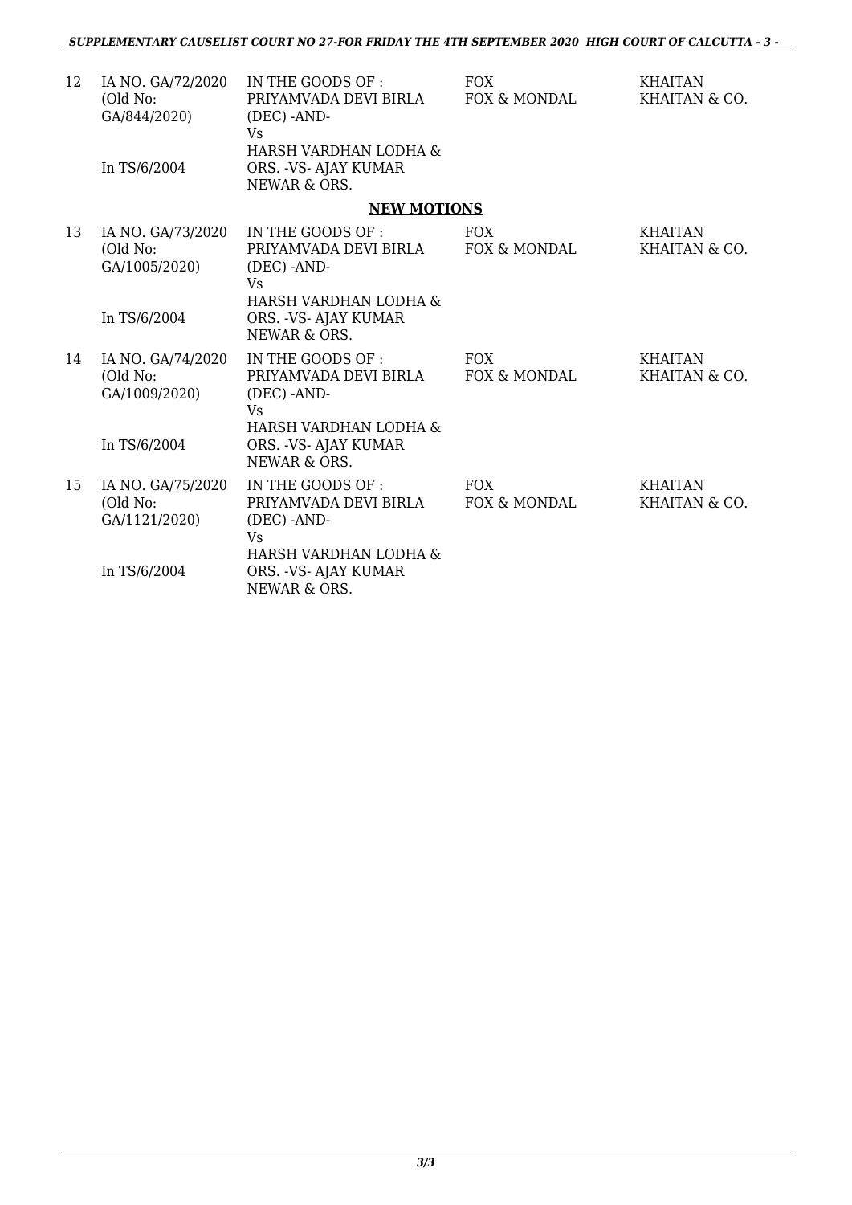| | | | | |
|---|---|---|---|---|
| 12 | IA NO. GA/72/2020 (Old No: GA/844/2020) In TS/6/2004 | IN THE GOODS OF : PRIYAMVADA DEVI BIRLA (DEC) -AND- Vs HARSH VARDHAN LODHA & ORS. -VS- AJAY KUMAR NEWAR & ORS. | FOX FOX & MONDAL | KHAITAN KHAITAN & CO. |

**NEW MOTIONS**

| | | | | |
|---|---|---|---|---|
| 13 | IA NO. GA/73/2020 (Old No: GA/1005/2020) In TS/6/2004 | IN THE GOODS OF : PRIYAMVADA DEVI BIRLA (DEC) -AND- Vs HARSH VARDHAN LODHA & ORS. -VS- AJAY KUMAR NEWAR & ORS. | FOX FOX & MONDAL | KHAITAN KHAITAN & CO. |
| 14 | IA NO. GA/74/2020 (Old No: GA/1009/2020) In TS/6/2004 | IN THE GOODS OF : PRIYAMVADA DEVI BIRLA (DEC) -AND- Vs HARSH VARDHAN LODHA & ORS. -VS- AJAY KUMAR NEWAR & ORS. | FOX FOX & MONDAL | KHAITAN KHAITAN & CO. |
| 15 | IA NO. GA/75/2020 (Old No: GA/1121/2020) In TS/6/2004 | IN THE GOODS OF : PRIYAMVADA DEVI BIRLA (DEC) -AND- Vs HARSH VARDHAN LODHA & ORS. -VS- AJAY KUMAR NEWAR & ORS. | FOX FOX & MONDAL | KHAITAN KHAITAN & CO. |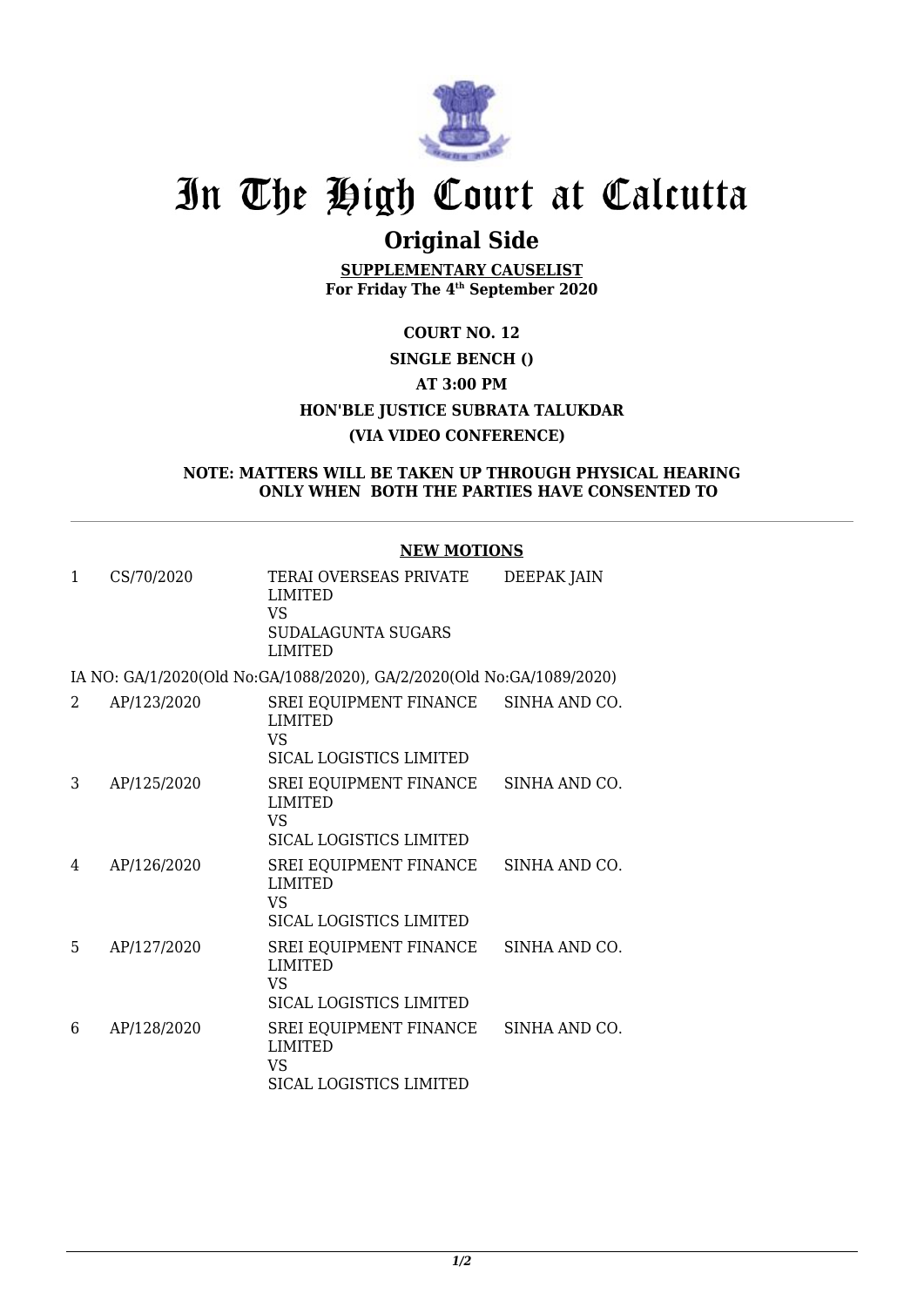# In The High Court at Calcutta

## Original Side

**SUPPLEMENTARY CAUSELIST**
**For Friday The 4th September 2020**

**COURT NO. 12**

**SINGLE BENCH ()**

**AT 3:00 PM**

**HON'BLE JUSTICE SUBRATA TALUKDAR**

**(VIA VIDEO CONFERENCE)**

**NOTE: MATTERS WILL BE TAKEN UP THROUGH PHYSICAL HEARING ONLY WHEN BOTH THE PARTIES HAVE CONSENTED TO**

---

**NEW MOTIONS**

| | | | |
|---|---|---|---|
| 1 | CS/70/2020 | TERAI OVERSEAS PRIVATE LIMITED<br>VS<br>SUDALAGUNTA SUGARS LIMITED | DEEPAK JAIN |

IA NO: GA/1/2020(Old No:GA/1088/2020), GA/2/2020(Old No:GA/1089/2020)

| | | | |
|---|---|---|---|
| 2 | AP/123/2020 | SREI EQUIPMENT FINANCE LIMITED<br>VS<br>SICAL LOGISTICS LIMITED | SINHA AND CO. |
| 3 | AP/125/2020 | SREI EQUIPMENT FINANCE LIMITED<br>VS<br>SICAL LOGISTICS LIMITED | SINHA AND CO. |
| 4 | AP/126/2020 | SREI EQUIPMENT FINANCE LIMITED<br>VS<br>SICAL LOGISTICS LIMITED | SINHA AND CO. |
| 5 | AP/127/2020 | SREI EQUIPMENT FINANCE LIMITED<br>VS<br>SICAL LOGISTICS LIMITED | SINHA AND CO. |
| 6 | AP/128/2020 | SREI EQUIPMENT FINANCE LIMITED<br>VS<br>SICAL LOGISTICS LIMITED | SINHA AND CO. |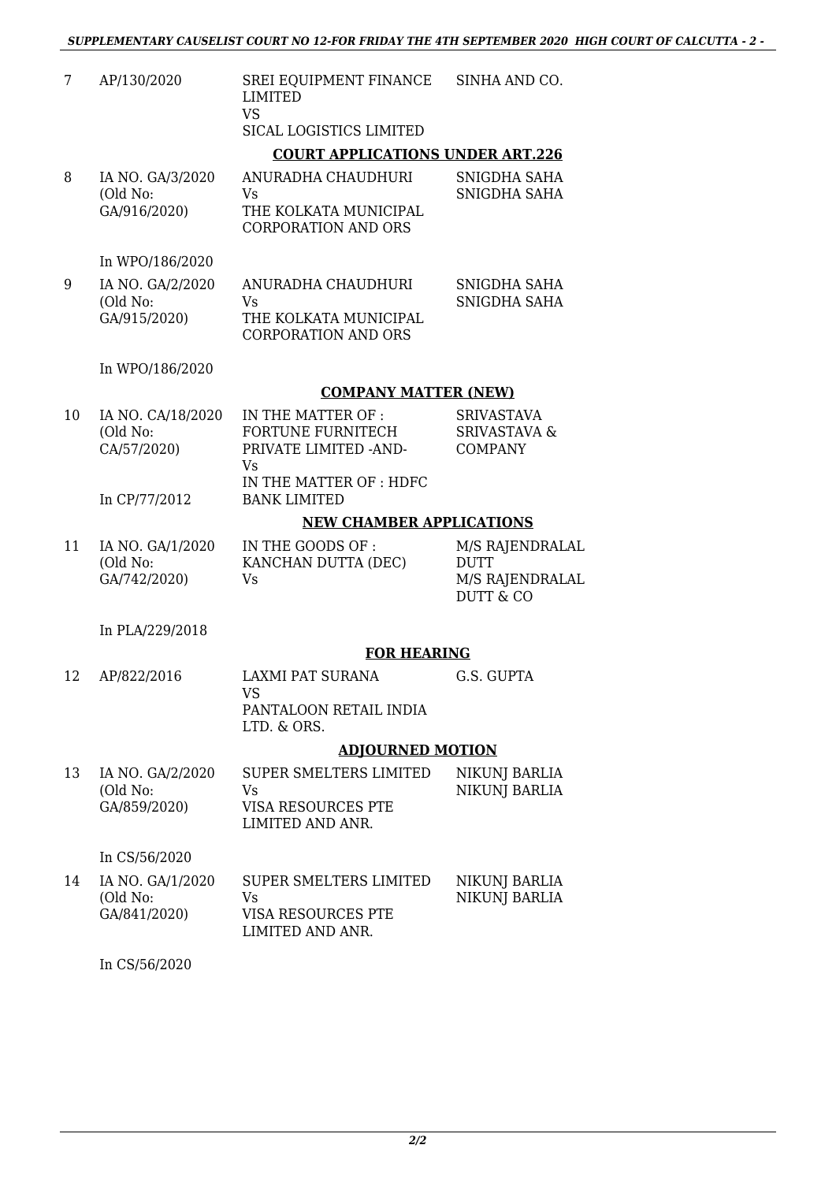| | | | |
|---|---|---|---|
| 7 | AP/130/2020 | SREI EQUIPMENT FINANCE LIMITED<br>VS<br>SICAL LOGISTICS LIMITED | SINHA AND CO. |

**COURT APPLICATIONS UNDER ART.226**

| | | | |
|---|---|---|---|
| 8 | IA NO. GA/3/2020<br>(Old No:<br>GA/916/2020)<br><br>In WPO/186/2020 | ANURADHA CHAUDHURI<br>Vs<br>THE KOLKATA MUNICIPAL CORPORATION AND ORS | SNIGDHA SAHA<br>SNIGDHA SAHA |
| 9 | IA NO. GA/2/2020<br>(Old No:<br>GA/915/2020)<br><br>In WPO/186/2020 | ANURADHA CHAUDHURI<br>Vs<br>THE KOLKATA MUNICIPAL CORPORATION AND ORS | SNIGDHA SAHA<br>SNIGDHA SAHA |

**COMPANY MATTER (NEW)**

| | | | |
|---|---|---|---|
| 10 | IA NO. CA/18/2020<br>(Old No:<br>CA/57/2020)<br><br>In CP/77/2012 | IN THE MATTER OF :<br>FORTUNE FURNITECH PRIVATE LIMITED -AND-<br>Vs<br>IN THE MATTER OF : HDFC BANK LIMITED | SRIVASTAVA SRIVASTAVA & COMPANY |

**NEW CHAMBER APPLICATIONS**

| | | | |
|---|---|---|---|
| 11 | IA NO. GA/1/2020<br>(Old No:<br>GA/742/2020)<br><br>In PLA/229/2018 | IN THE GOODS OF :<br>KANCHAN DUTTA (DEC)<br>Vs | M/S RAJENDRALAL DUTT<br>M/S RAJENDRALAL DUTT & CO |

**FOR HEARING**

| | | | |
|---|---|---|---|
| 12 | AP/822/2016 | LAXMI PAT SURANA<br>VS<br>PANTALOON RETAIL INDIA LTD. & ORS. | G.S. GUPTA |

**ADJOURNED MOTION**

| | | | |
|---|---|---|---|
| 13 | IA NO. GA/2/2020<br>(Old No:<br>GA/859/2020)<br><br>In CS/56/2020 | SUPER SMELTERS LIMITED<br>Vs<br>VISA RESOURCES PTE LIMITED AND ANR. | NIKUNJ BARLIA<br>NIKUNJ BARLIA |
| 14 | IA NO. GA/1/2020<br>(Old No:<br>GA/841/2020)<br><br>In CS/56/2020 | SUPER SMELTERS LIMITED<br>Vs<br>VISA RESOURCES PTE LIMITED AND ANR. | NIKUNJ BARLIA<br>NIKUNJ BARLIA |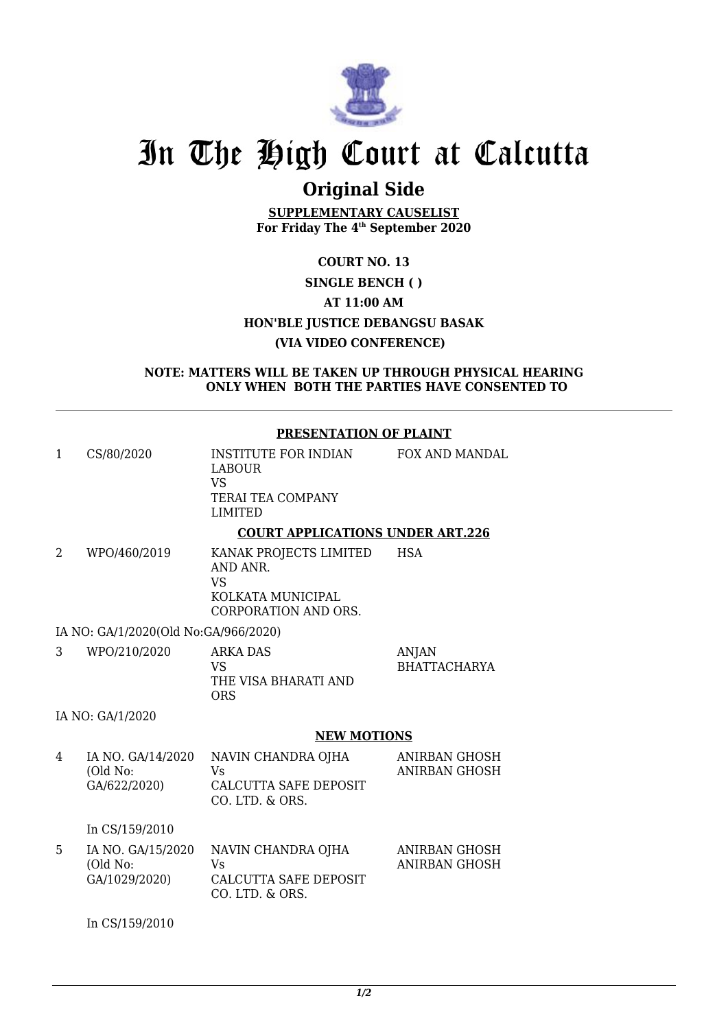# In The High Court at Calcutta

## Original Side

**SUPPLEMENTARY CAUSELIST**
**For Friday The 4th September 2020**

**COURT NO. 13**

**SINGLE BENCH ( )**

**AT 11:00 AM**

**HON'BLE JUSTICE DEBANGSU BASAK**

**(VIA VIDEO CONFERENCE)**

**NOTE: MATTERS WILL BE TAKEN UP THROUGH PHYSICAL HEARING ONLY WHEN BOTH THE PARTIES HAVE CONSENTED TO**

---

**PRESENTATION OF PLAINT**

| | | | |
|---|---|---|---|
| 1 | CS/80/2020 | INSTITUTE FOR INDIAN LABOUR<br>VS<br>TERAI TEA COMPANY LIMITED | FOX AND MANDAL |

**COURT APPLICATIONS UNDER ART.226**

| | | | |
|---|---|---|---|
| 2 | WPO/460/2019 | KANAK PROJECTS LIMITED AND ANR.<br>VS<br>KOLKATA MUNICIPAL CORPORATION AND ORS. | HSA |

IA NO: GA/1/2020(Old No:GA/966/2020)

| | | | |
|---|---|---|---|
| 3 | WPO/210/2020 | ARKA DAS<br>VS<br>THE VISA BHARATI AND ORS | ANJAN BHATTACHARYA |

IA NO: GA/1/2020

**NEW MOTIONS**

| | | | |
|---|---|---|---|
| 4 | IA NO. GA/14/2020<br>(Old No: GA/622/2020)<br><br>In CS/159/2010 | NAVIN CHANDRA OJHA<br>Vs<br>CALCUTTA SAFE DEPOSIT CO. LTD. & ORS. | ANIRBAN GHOSH<br>ANIRBAN GHOSH |
| 5 | IA NO. GA/15/2020<br>(Old No: GA/1029/2020)<br><br>In CS/159/2010 | NAVIN CHANDRA OJHA<br>Vs<br>CALCUTTA SAFE DEPOSIT CO. LTD. & ORS. | ANIRBAN GHOSH<br>ANIRBAN GHOSH |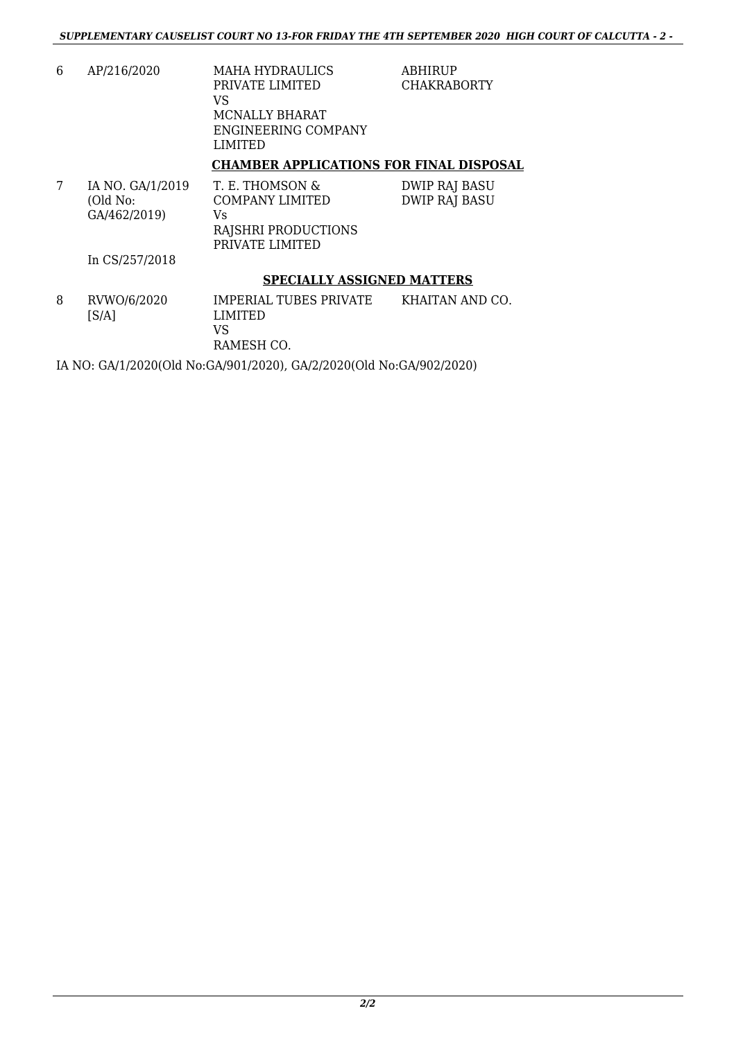| | | | |
|---|---|---|---|
| 6 | AP/216/2020 | MAHA HYDRAULICS PRIVATE LIMITED<br>VS<br>MCNALLY BHARAT ENGINEERING COMPANY LIMITED | ABHIRUP CHAKRABORTY |

**CHAMBER APPLICATIONS FOR FINAL DISPOSAL**

| | | | |
|---|---|---|---|
| 7 | IA NO. GA/1/2019 (Old No: GA/462/2019)<br><br>In CS/257/2018 | T. E. THOMSON & COMPANY LIMITED<br>Vs<br>RAJSHRI PRODUCTIONS PRIVATE LIMITED | DWIP RAJ BASU<br>DWIP RAJ BASU |

**SPECIALLY ASSIGNED MATTERS**

| | | | |
|---|---|---|---|
| 8 | RVWO/6/2020 [S/A] | IMPERIAL TUBES PRIVATE LIMITED<br>VS<br>RAMESH CO. | KHAITAN AND CO. |

IA NO: GA/1/2020(Old No:GA/901/2020), GA/2/2020(Old No:GA/902/2020)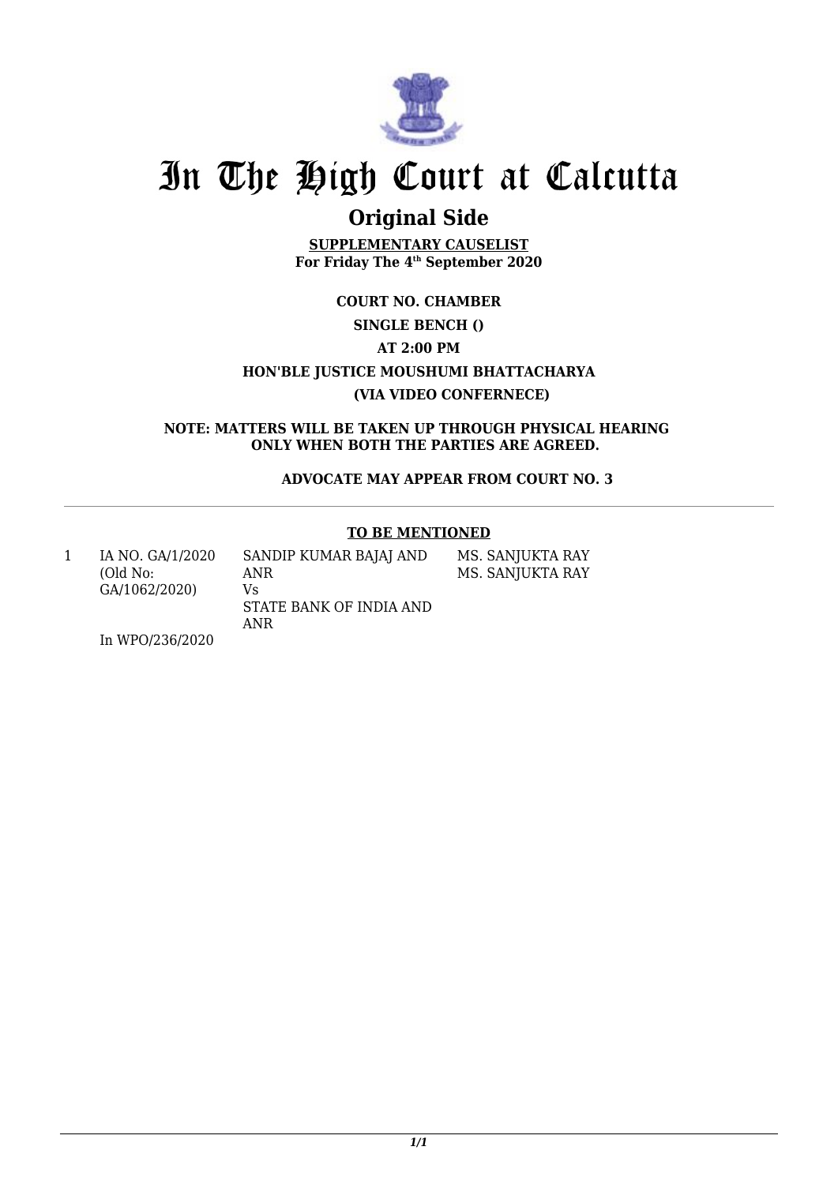# In The High Court at Calcutta

## Original Side

**SUPPLEMENTARY CAUSELIST**
**For Friday The 4th September 2020**

**COURT NO. CHAMBER**

**SINGLE BENCH ()**

**AT 2:00 PM**

**HON'BLE JUSTICE MOUSHUMI BHATTACHARYA**

**(VIA VIDEO CONFERNECE)**

**NOTE: MATTERS WILL BE TAKEN UP THROUGH PHYSICAL HEARING ONLY WHEN BOTH THE PARTIES ARE AGREED.**

**ADVOCATE MAY APPEAR FROM COURT NO. 3**

---

**TO BE MENTIONED**

| | | | |
|---|---|---|---|
| 1 | IA NO. GA/1/2020 (Old No: GA/1062/2020)<br><br>In WPO/236/2020 | SANDIP KUMAR BAJAJ AND ANR<br>Vs<br>STATE BANK OF INDIA AND ANR | MS. SANJUKTA RAY<br>MS. SANJUKTA RAY |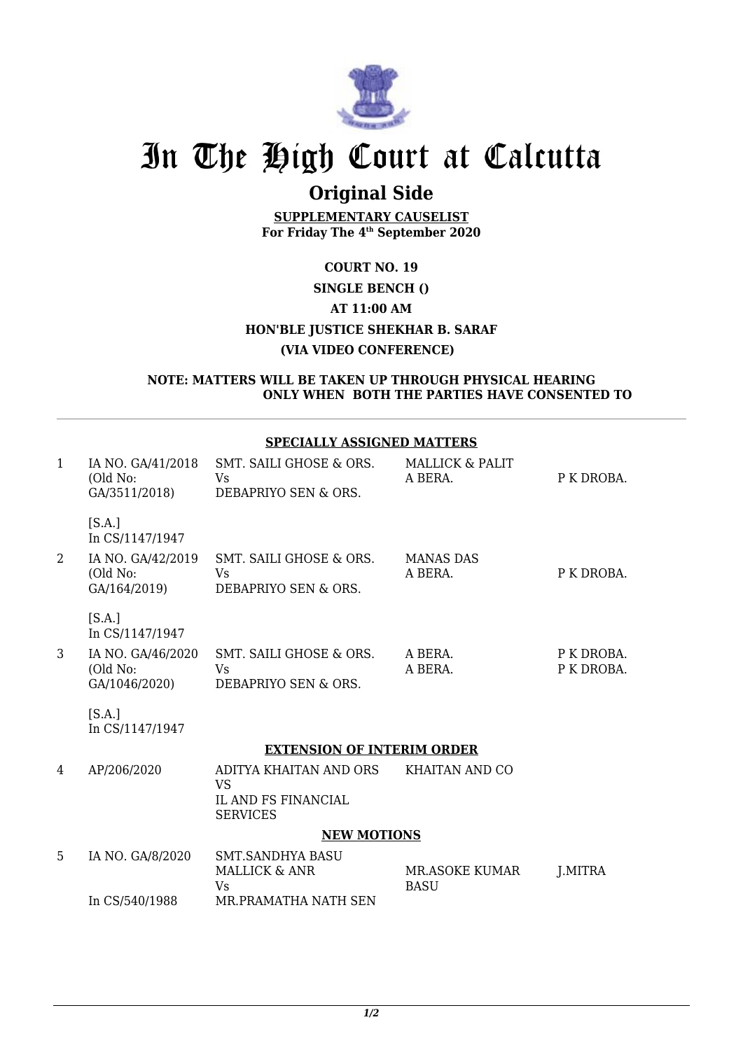# In The High Court at Calcutta

## Original Side

**SUPPLEMENTARY CAUSELIST**
**For Friday The 4th September 2020**

**COURT NO. 19**

**SINGLE BENCH ()**

**AT 11:00 AM**

**HON'BLE JUSTICE SHEKHAR B. SARAF**

**(VIA VIDEO CONFERENCE)**

**NOTE: MATTERS WILL BE TAKEN UP THROUGH PHYSICAL HEARING ONLY WHEN BOTH THE PARTIES HAVE CONSENTED TO**

**SPECIALLY ASSIGNED MATTERS**

| | | | | |
|---|---|---|---|---|
| 1 | IA NO. GA/41/2018 (Old No: GA/3511/2018) [S.A.] In CS/1147/1947 | SMT. SAILI GHOSE & ORS. Vs DEBAPRIYO SEN & ORS. | MALLICK & PALIT A BERA. | P K DROBA. |
| 2 | IA NO. GA/42/2019 (Old No: GA/164/2019) [S.A.] In CS/1147/1947 | SMT. SAILI GHOSE & ORS. Vs DEBAPRIYO SEN & ORS. | MANAS DAS A BERA. | P K DROBA. |
| 3 | IA NO. GA/46/2020 (Old No: GA/1046/2020) [S.A.] In CS/1147/1947 | SMT. SAILI GHOSE & ORS. Vs DEBAPRIYO SEN & ORS. | A BERA. A BERA. | P K DROBA. P K DROBA. |

**EXTENSION OF INTERIM ORDER**

| | | | | |
|---|---|---|---|---|
| 4 | AP/206/2020 | ADITYA KHAITAN AND ORS VS IL AND FS FINANCIAL SERVICES | KHAITAN AND CO | |

**NEW MOTIONS**

| | | | | |
|---|---|---|---|---|
| 5 | IA NO. GA/8/2020 In CS/540/1988 | SMT.SANDHYA BASU MALLICK & ANR Vs MR.PRAMATHA NATH SEN | MR.ASOKE KUMAR BASU | J.MITRA |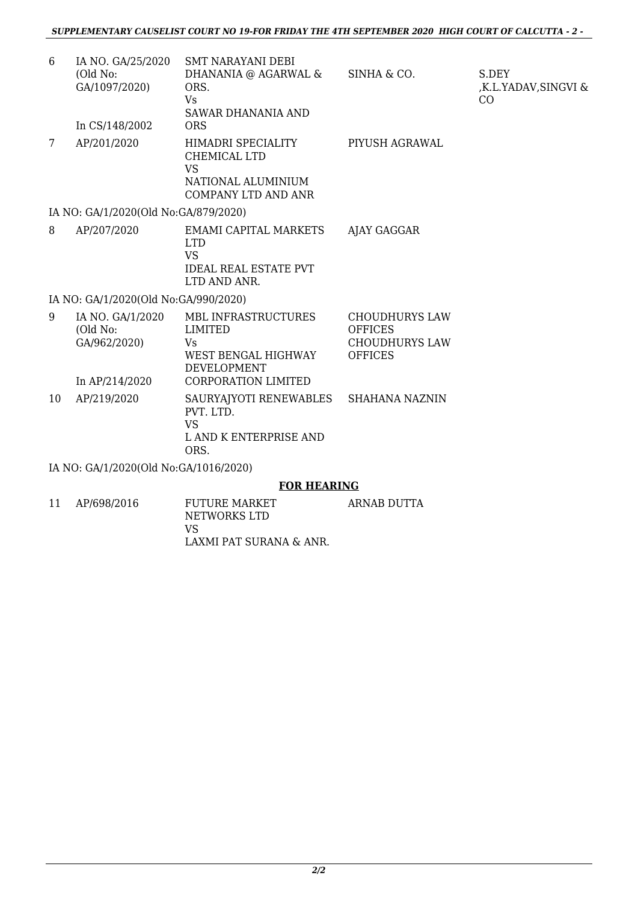| | | | | |
|---|---|---|---|---|
| 6 | IA NO. GA/25/2020 (Old No: GA/1097/2020) In CS/148/2002 | SMT NARAYANI DEBI DHANANIA @ AGARWAL & ORS. Vs SAWAR DHANANIA AND ORS | SINHA & CO. | S.DEY ,K.L.YADAV,SINGVI & CO |
| 7 | AP/201/2020 | HIMADRI SPECIALITY CHEMICAL LTD VS NATIONAL ALUMINIUM COMPANY LTD AND ANR | PIYUSH AGRAWAL | |
| IA NO: GA/1/2020(Old No:GA/879/2020) | | | | |
| 8 | AP/207/2020 | EMAMI CAPITAL MARKETS LTD VS IDEAL REAL ESTATE PVT LTD AND ANR. | AJAY GAGGAR | |
| IA NO: GA/1/2020(Old No:GA/990/2020) | | | | |
| 9 | IA NO. GA/1/2020 (Old No: GA/962/2020) In AP/214/2020 | MBL INFRASTRUCTURES LIMITED Vs WEST BENGAL HIGHWAY DEVELOPMENT CORPORATION LIMITED | CHOUDHURYS LAW OFFICES CHOUDHURYS LAW OFFICES | |
| 10 | AP/219/2020 | SAURYAJYOTI RENEWABLES PVT. LTD. VS L AND K ENTERPRISE AND ORS. | SHAHANA NAZNIN | |
| IA NO: GA/1/2020(Old No:GA/1016/2020) | | | | |

**FOR HEARING**

| | | | |
|---|---|---|---|
| 11 | AP/698/2016 | FUTURE MARKET NETWORKS LTD VS LAXMI PAT SURANA & ANR. | ARNAB DUTTA |